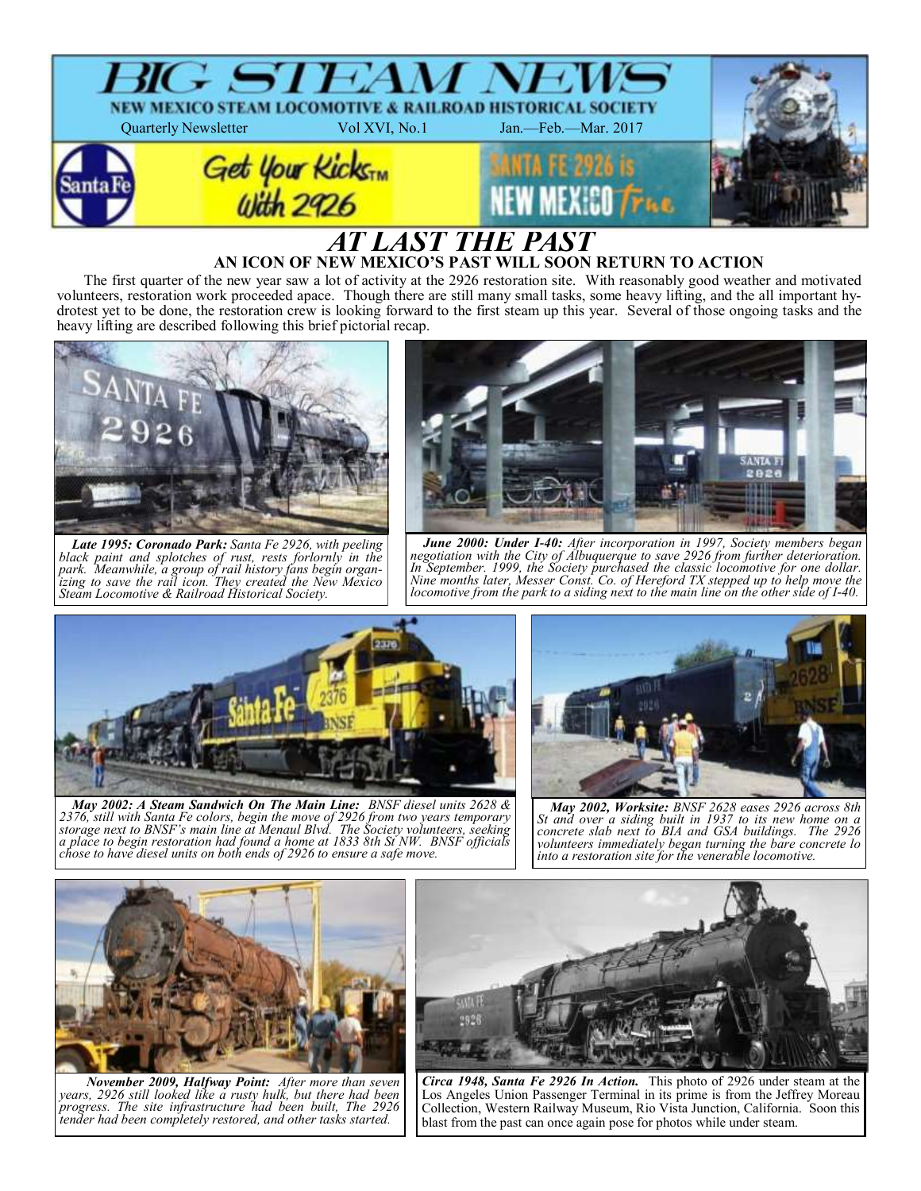# BIG STEAM NEWS

**NEW MEXICO STEAM LOCOMOTIVE & RAILROAD HISTORICAL SOCIETY**

Quarterly Newsletter Vol XVI, No.1 Jan.—Feb.—Mar. 2017

Get Your Kicks™ With 2926

SANTA FE 2926 is NEW MEXICO True

# AT LAST THE PAST

## AN ICON OF NEW MEXICO'S PAST WILL SOON RETURN TO ACTION

The first quarter of the new year saw a lot of activity at the 2926 restoration site. With reasonably good weather and motivated volunteers, restoration work proceeded apace. Though there are still many small tasks, some heavy lifting, and the all important hydrotest yet to be done, the restoration crew is looking forward to the first steam up this year. Several of those ongoing tasks and the heavy lifting are described following this brief pictorial recap.

***Late 1995: Coronado Park:*** *Santa Fe 2926, with peeling black paint and splotches of rust, rests forlornly in the park. Meanwhile, a group of rail history fans begin organizing to save the rail icon. They created the New Mexico Steam Locomotive & Railroad Historical Society.*

***June 2000: Under I-40:*** *After incorporation in 1997, Society members began negotiation with the City of Albuquerque to save 2926 from further deterioration. In September. 1999, the Society purchased the classic locomotive for one dollar. Nine months later, Messer Const. Co. of Hereford TX stepped up to help move the locomotive from the park to a siding next to the main line on the other side of I-40.*

***May 2002: A Steam Sandwich On The Main Line:*** *BNSF diesel units 2628 & 2376, still with Santa Fe colors, begin the move of 2926 from two years temporary storage next to BNSF's main line at Menaul Blvd. The Society volunteers, seeking a place to begin restoration had found a home at 1833 8th St NW. BNSF officials chose to have diesel units on both ends of 2926 to ensure a safe move.*

***May 2002, Worksite:*** *BNSF 2628 eases 2926 across 8th St and over a siding built in 1937 to its new home on a concrete slab next to BIA and GSA buildings. The 2926 volunteers immediately began turning the bare concrete lo into a restoration site for the venerable locomotive.*

***November 2009, Halfway Point:*** *After more than seven years, 2926 still looked like a rusty hulk, but there had been progress. The site infrastructure had been built, The 2926 tender had been completely restored, and other tasks started.*

***Circa 1948, Santa Fe 2926 In Action.*** This photo of 2926 under steam at the Los Angeles Union Passenger Terminal in its prime is from the Jeffrey Moreau Collection, Western Railway Museum, Rio Vista Junction, California. Soon this blast from the past can once again pose for photos while under steam.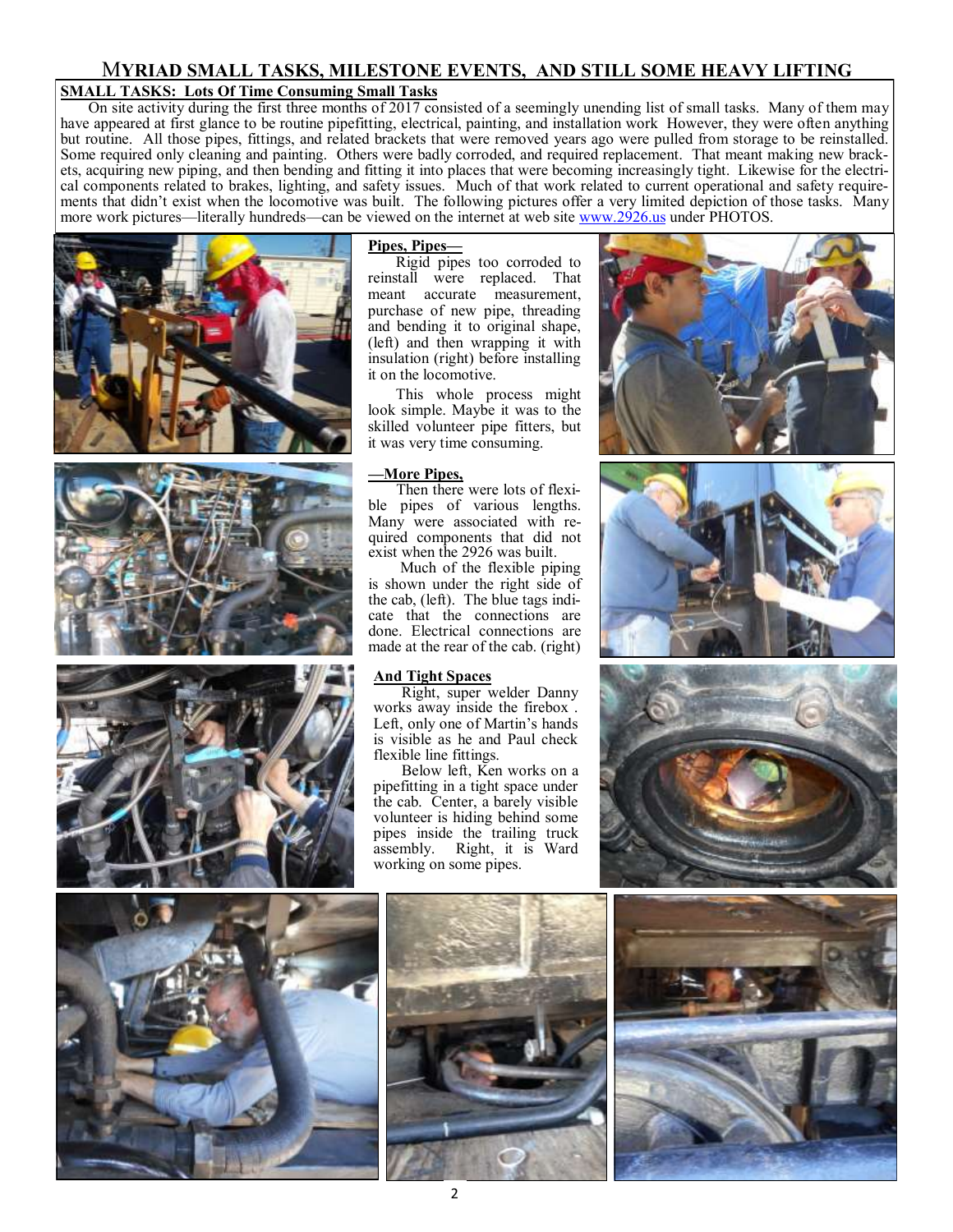# Myriad small tasks, milestone events, and still some heavy lifting

## SMALL TASKS: Lots Of Time Consuming Small Tasks

On site activity during the first three months of 2017 consisted of a seemingly unending list of small tasks. Many of them may have appeared at first glance to be routine pipefitting, electrical, painting, and installation work However, they were often anything but routine. All those pipes, fittings, and related brackets that were removed years ago were pulled from storage to be reinstalled. Some required only cleaning and painting. Others were badly corroded, and required replacement. That meant making new brackets, acquiring new piping, and then bending and fitting it into places that were becoming increasingly tight. Likewise for the electrical components related to brakes, lighting, and safety issues. Much of that work related to current operational and safety requirements that didn't exist when the locomotive was built. The following pictures offer a very limited depiction of those tasks. Many more work pictures—literally hundreds—can be viewed on the internet at web site www.2926.us under PHOTOS.

**Pipes, Pipes—**

Rigid pipes too corroded to reinstall were replaced. That meant accurate measurement, purchase of new pipe, threading and bending it to original shape, (left) and then wrapping it with insulation (right) before installing it on the locomotive.

This whole process might look simple. Maybe it was to the skilled volunteer pipe fitters, but it was very time consuming.

**—More Pipes,**

Then there were lots of flexible pipes of various lengths. Many were associated with required components that did not exist when the 2926 was built.

Much of the flexible piping is shown under the right side of the cab, (left). The blue tags indicate that the connections are done. Electrical connections are made at the rear of the cab. (right)

**And Tight Spaces**

Right, super welder Danny works away inside the firebox . Left, only one of Martin's hands is visible as he and Paul check flexible line fittings.

Below left, Ken works on a pipefitting in a tight space under the cab. Center, a barely visible volunteer is hiding behind some pipes inside the trailing truck assembly. Right, it is Ward working on some pipes.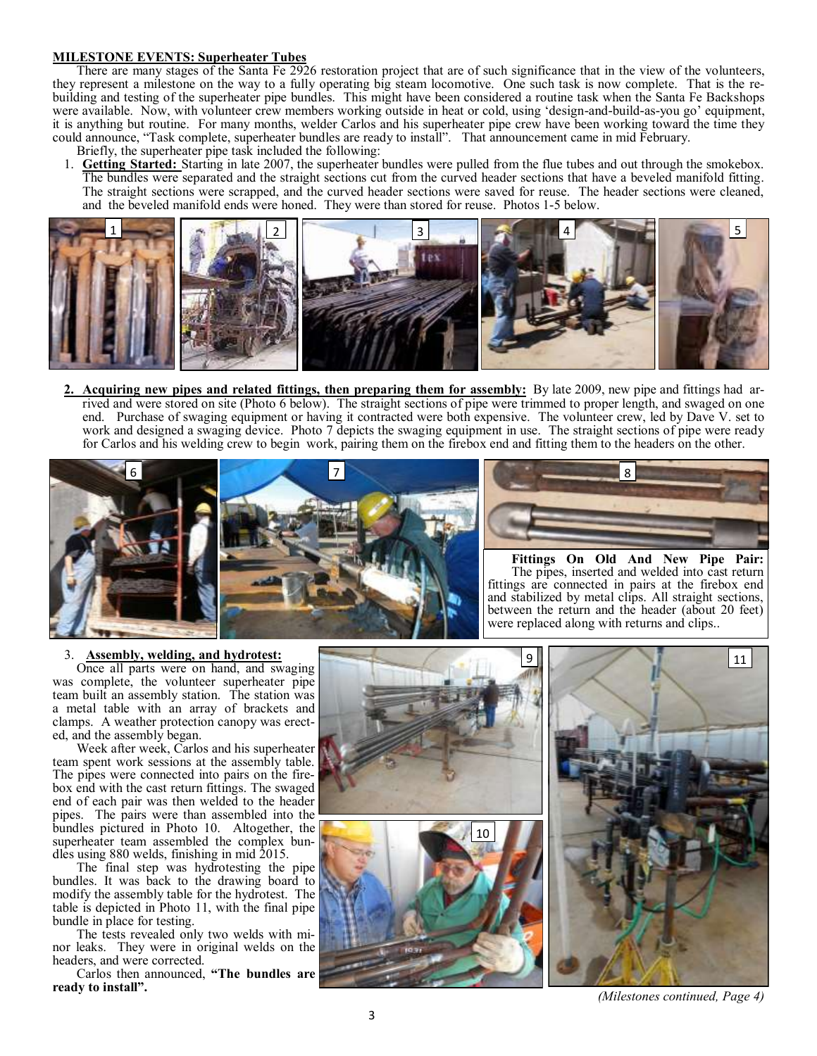**MILESTONE EVENTS: Superheater Tubes**

There are many stages of the Santa Fe 2926 restoration project that are of such significance that in the view of the volunteers, they represent a milestone on the way to a fully operating big steam locomotive. One such task is now complete. That is the rebuilding and testing of the superheater pipe bundles. This might have been considered a routine task when the Santa Fe Backshops were available. Now, with volunteer crew members working outside in heat or cold, using 'design-and-build-as-you go' equipment, it is anything but routine. For many months, welder Carlos and his superheater pipe crew have been working toward the time they could announce, "Task complete, superheater bundles are ready to install". That announcement came in mid February.

Briefly, the superheater pipe task included the following:

1. **Getting Started:** Starting in late 2007, the superheater bundles were pulled from the flue tubes and out through the smokebox. The bundles were separated and the straight sections cut from the curved header sections that have a beveled manifold fitting. The straight sections were scrapped, and the curved header sections were saved for reuse. The header sections were cleaned, and the beveled manifold ends were honed. They were than stored for reuse. Photos 1-5 below.

2. **Acquiring new pipes and related fittings, then preparing them for assembly:** By late 2009, new pipe and fittings had arrived and were stored on site (Photo 6 below). The straight sections of pipe were trimmed to proper length, and swaged on one end. Purchase of swaging equipment or having it contracted were both expensive. The volunteer crew, led by Dave V. set to work and designed a swaging device. Photo 7 depicts the swaging equipment in use. The straight sections of pipe were ready for Carlos and his welding crew to begin work, pairing them on the firebox end and fitting them to the headers on the other.

**Fittings On Old And New Pipe Pair:** The pipes, inserted and welded into cast return fittings are connected in pairs at the firebox end and stabilized by metal clips. All straight sections, between the return and the header (about 20 feet) were replaced along with returns and clips..

3. **Assembly, welding, and hydrotest:**

Once all parts were on hand, and swaging was complete, the volunteer superheater pipe team built an assembly station. The station was a metal table with an array of brackets and clamps. A weather protection canopy was erected, and the assembly began.

Week after week, Carlos and his superheater team spent work sessions at the assembly table. The pipes were connected into pairs on the firebox end with the cast return fittings. The swaged end of each pair was then welded to the header pipes. The pairs were than assembled into the bundles pictured in Photo 10. Altogether, the superheater team assembled the complex bundles using 880 welds, finishing in mid 2015.

The final step was hydrotesting the pipe bundles. It was back to the drawing board to modify the assembly table for the hydrotest. The table is depicted in Photo 11, with the final pipe bundle in place for testing.

The tests revealed only two welds with minor leaks. They were in original welds on the headers, and were corrected.

Carlos then announced, **"The bundles are ready to install".**

*(Milestones continued, Page 4)*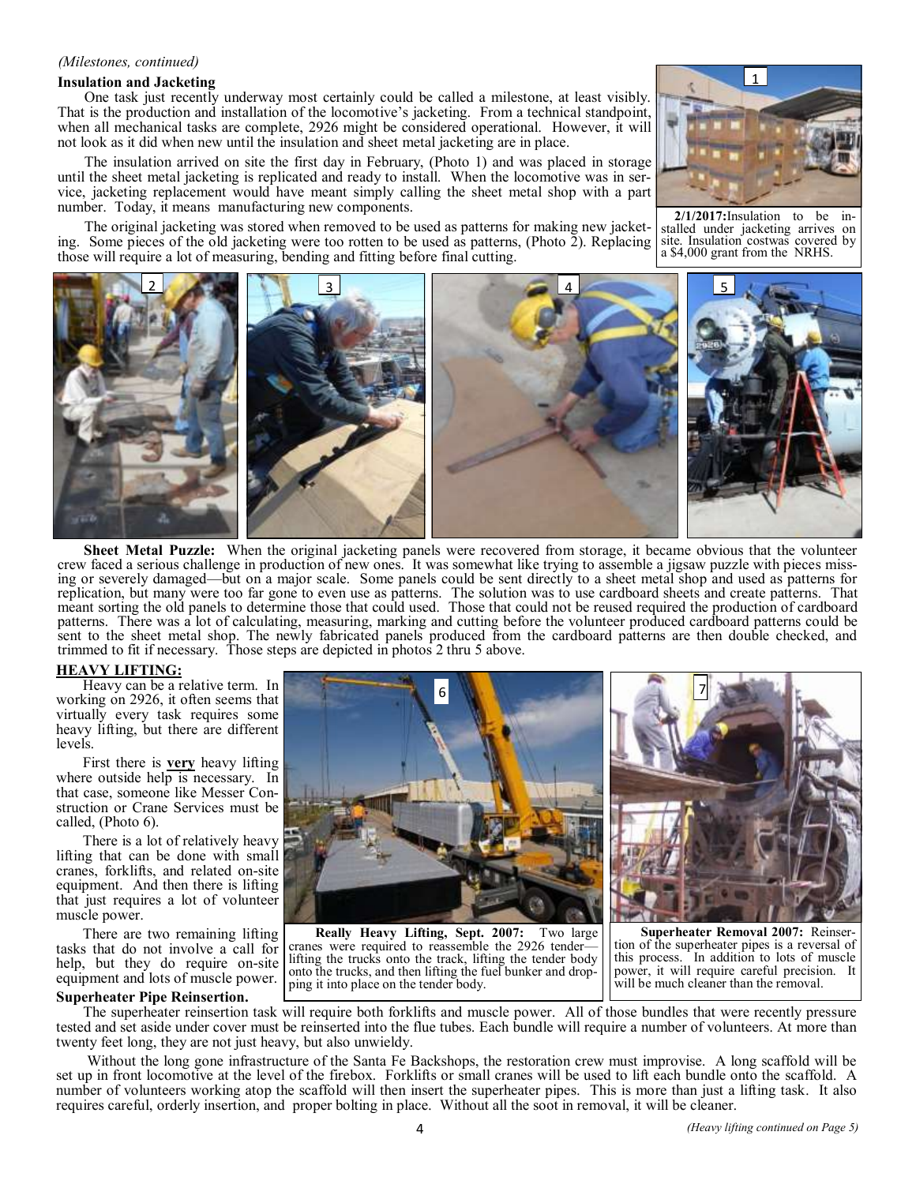*(Milestones, continued)*

**Insulation and Jacketing**

One task just recently underway most certainly could be called a milestone, at least visibly. That is the production and installation of the locomotive's jacketing. From a technical standpoint, when all mechanical tasks are complete, 2926 might be considered operational. However, it will not look as it did when new until the insulation and sheet metal jacketing are in place.

The insulation arrived on site the first day in February, (Photo 1) and was placed in storage until the sheet metal jacketing is replicated and ready to install. When the locomotive was in service, jacketing replacement would have meant simply calling the sheet metal shop with a part number. Today, it means manufacturing new components.

The original jacketing was stored when removed to be used as patterns for making new jacketing. Some pieces of the old jacketing were too rotten to be used as patterns, (Photo 2). Replacing those will require a lot of measuring, bending and fitting before final cutting.

**2/1/2017:** Insulation to be installed under jacketing arrives on site. Insulation costwas covered by a $4,000 grant from the NRHS.

**Sheet Metal Puzzle:** When the original jacketing panels were recovered from storage, it became obvious that the volunteer crew faced a serious challenge in production of new ones. It was somewhat like trying to assemble a jigsaw puzzle with pieces missing or severely damaged—but on a major scale. Some panels could be sent directly to a sheet metal shop and used as patterns for replication, but many were too far gone to even use as patterns. The solution was to use cardboard sheets and create patterns. That meant sorting the old panels to determine those that could used. Those that could not be reused required the production of cardboard patterns. There was a lot of calculating, measuring, marking and cutting before the volunteer produced cardboard patterns could be sent to the sheet metal shop. The newly fabricated panels produced from the cardboard patterns are then double checked, and trimmed to fit if necessary. Those steps are depicted in photos 2 thru 5 above.

**HEAVY LIFTING:**

Heavy can be a relative term. In working on 2926, it often seems that virtually every task requires some heavy lifting, but there are different levels.

First there is **very** heavy lifting where outside help is necessary. In that case, someone like Messer Construction or Crane Services must be called, (Photo 6).

There is a lot of relatively heavy lifting that can be done with small cranes, forklifts, and related on-site equipment. And then there is lifting that just requires a lot of volunteer muscle power.

There are two remaining lifting tasks that do not involve a call for help, but they do require on-site equipment and lots of muscle power.

**Really Heavy Lifting, Sept. 2007:** Two large cranes were required to reassemble the 2926 tender—lifting the trucks onto the track, lifting the tender body onto the trucks, and then lifting the fuel bunker and dropping it into place on the tender body.

**Superheater Removal 2007:** Reinsertion of the superheater pipes is a reversal of this process. In addition to lots of muscle power, it will require careful precision. It will be much cleaner than the removal.

**Superheater Pipe Reinsertion.**

The superheater reinsertion task will require both forklifts and muscle power. All of those bundles that were recently pressure tested and set aside under cover must be reinserted into the flue tubes. Each bundle will require a number of volunteers. At more than twenty feet long, they are not just heavy, but also unwieldy.

Without the long gone infrastructure of the Santa Fe Backshops, the restoration crew must improvise. A long scaffold will be set up in front locomotive at the level of the firebox. Forklifts or small cranes will be used to lift each bundle onto the scaffold. A number of volunteers working atop the scaffold will then insert the superheater pipes. This is more than just a lifting task. It also requires careful, orderly insertion, and proper bolting in place. Without all the soot in removal, it will be cleaner.

*(Heavy lifting continued on Page 5)*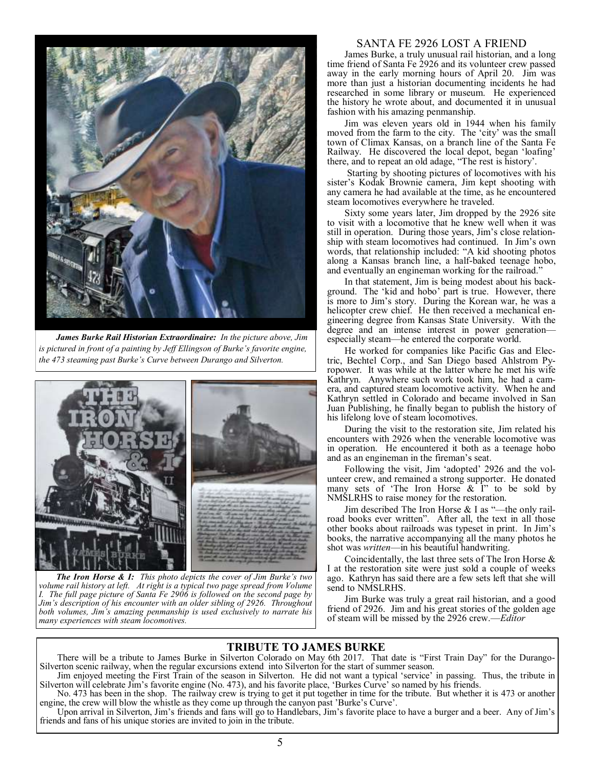***James Burke Rail Historian Extraordinaire:*** *In the picture above, Jim is pictured in front of a painting by Jeff Ellingson of Burke's favorite engine, the 473 steaming past Burke's Curve between Durango and Silverton.*

***The Iron Horse & I:*** *This photo depicts the cover of Jim Burke's two volume rail history at left. At right is a typical two page spread from Volume I. The full page picture of Santa Fe 2906 is followed on the second page by Jim's description of his encounter with an older sibling of 2926. Throughout both volumes, Jim's amazing penmanship is used exclusively to narrate his many experiences with steam locomotives.*

## SANTA FE 2926 LOST A FRIEND

James Burke, a truly unusual rail historian, and a long time friend of Santa Fe 2926 and its volunteer crew passed away in the early morning hours of April 20. Jim was more than just a historian documenting incidents he had researched in some library or museum. He experienced the history he wrote about, and documented it in unusual fashion with his amazing penmanship.

Jim was eleven years old in 1944 when his family moved from the farm to the city. The 'city' was the small town of Climax Kansas, on a branch line of the Santa Fe Railway. He discovered the local depot, began 'loafing' there, and to repeat an old adage, "The rest is history'.

Starting by shooting pictures of locomotives with his sister's Kodak Brownie camera, Jim kept shooting with any camera he had available at the time, as he encountered steam locomotives everywhere he traveled.

Sixty some years later, Jim dropped by the 2926 site to visit with a locomotive that he knew well when it was still in operation. During those years, Jim's close relationship with steam locomotives had continued. In Jim's own words, that relationship included: "A kid shooting photos along a Kansas branch line, a half-baked teenage hobo, and eventually an engineman working for the railroad."

In that statement, Jim is being modest about his background. The 'kid and hobo' part is true. However, there is more to Jim's story. During the Korean war, he was a helicopter crew chief. He then received a mechanical engineering degree from Kansas State University. With the degree and an intense interest in power generation—especially steam—he entered the corporate world.

He worked for companies like Pacific Gas and Electric, Bechtel Corp., and San Diego based Ahlstrom Pyropower. It was while at the latter where he met his wife Kathryn. Anywhere such work took him, he had a camera, and captured steam locomotive activity. When he and Kathryn settled in Colorado and became involved in San Juan Publishing, he finally began to publish the history of his lifelong love of steam locomotives.

During the visit to the restoration site, Jim related his encounters with 2926 when the venerable locomotive was in operation. He encountered it both as a teenage hobo and as an engineman in the fireman's seat.

Following the visit, Jim 'adopted' 2926 and the volunteer crew, and remained a strong supporter. He donated many sets of 'The Iron Horse & I" to be sold by NMSLRHS to raise money for the restoration.

Jim described The Iron Horse & I as "—the only railroad books ever written". After all, the text in all those other books about railroads was typeset in print. In Jim's books, the narrative accompanying all the many photos he shot was *written*—in his beautiful handwriting.

Coincidentally, the last three sets of The Iron Horse & I at the restoration site were just sold a couple of weeks ago. Kathryn has said there are a few sets left that she will send to NMSLRHS.

Jim Burke was truly a great rail historian, and a good friend of 2926. Jim and his great stories of the golden age of steam will be missed by the 2926 crew.—*Editor*

## TRIBUTE TO JAMES BURKE

There will be a tribute to James Burke in Silverton Colorado on May 6th 2017. That date is "First Train Day" for the Durango-Silverton scenic railway, when the regular excursions extend into Silverton for the start of summer season.

Jim enjoyed meeting the First Train of the season in Silverton. He did not want a typical 'service' in passing. Thus, the tribute in Silverton will celebrate Jim's favorite engine (No. 473), and his favorite place, 'Burkes Curve' so named by his friends.

No. 473 has been in the shop. The railway crew is trying to get it put together in time for the tribute. But whether it is 473 or another engine, the crew will blow the whistle as they come up through the canyon past 'Burke's Curve'.

Upon arrival in Silverton, Jim's friends and fans will go to Handlebars, Jim's favorite place to have a burger and a beer. Any of Jim's friends and fans of his unique stories are invited to join in the tribute.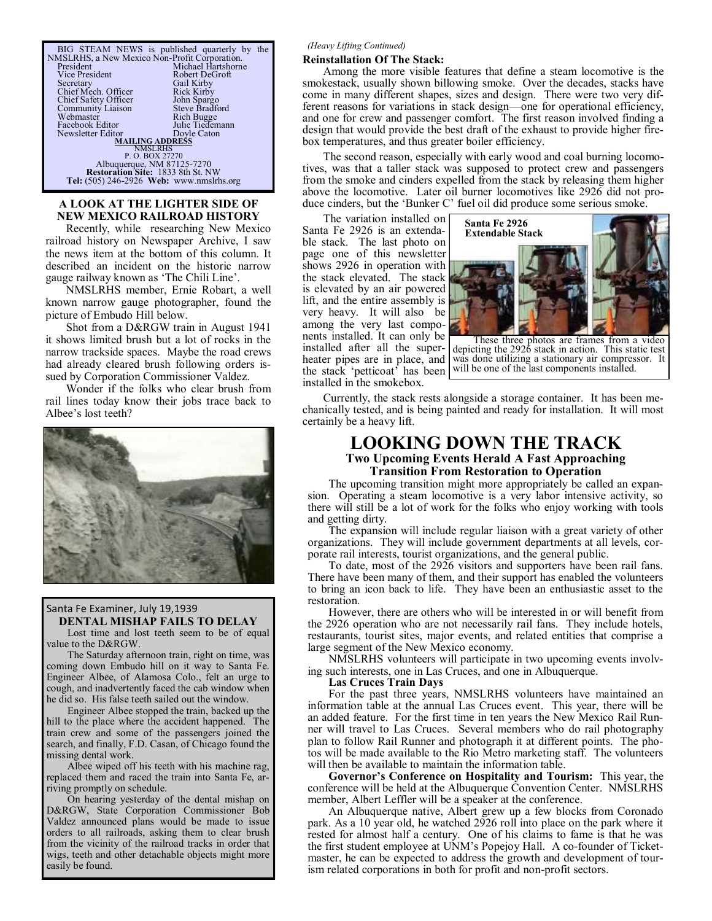BIG STEAM NEWS is published quarterly by the NMSLRHS, a New Mexico Non-Profit Corporation.

| | |
|---|---|
| President | Michael Hartshorne |
| Vice President | Robert DeGroft |
| Secretary | Gail Kirby |
| Chief Mech. Officer | Rick Kirby |
| Chief Safety Officer | John Spargo |
| Community Liaison | Steve Bradford |
| Webmaster | Rich Bugge |
| Facebook Editor | Julie Tiedemann |
| Newsletter Editor | Doyle Caton |

**MAILING ADDRESS**
NMSLRHS
P. O. BOX 27270
Albuquerque, NM 87125-7270
**Restoration Site:** 1833 8th St. NW
**Tel:** (505) 246-2926 **Web:** www.nmslrhs.org

## A LOOK AT THE LIGHTER SIDE OF NEW MEXICO RAILROAD HISTORY

Recently, while researching New Mexico railroad history on Newspaper Archive, I saw the news item at the bottom of this column. It described an incident on the historic narrow gauge railway known as 'The Chili Line'.

NMSLRHS member, Ernie Robart, a well known narrow gauge photographer, found the picture of Embudo Hill below.

Shot from a D&RGW train in August 1941 it shows limited brush but a lot of rocks in the narrow trackside spaces. Maybe the road crews had already cleared brush following orders issued by Corporation Commissioner Valdez.

Wonder if the folks who clear brush from rail lines today know their jobs trace back to Albee's lost teeth?

Santa Fe Examiner, July 19,1939

### DENTAL MISHAP FAILS TO DELAY

Lost time and lost teeth seem to be of equal value to the D&RGW.

The Saturday afternoon train, right on time, was coming down Embudo hill on it way to Santa Fe. Engineer Albee, of Alamosa Colo., felt an urge to cough, and inadvertently faced the cab window when he did so. His false teeth sailed out the window.

Engineer Albee stopped the train, backed up the hill to the place where the accident happened. The train crew and some of the passengers joined the search, and finally, F.D. Casan, of Chicago found the missing dental work.

Albee wiped off his teeth with his machine rag, replaced them and raced the train into Santa Fe, arriving promptly on schedule.

On hearing yesterday of the dental mishap on D&RGW, State Corporation Commissioner Bob Valdez announced plans would be made to issue orders to all railroads, asking them to clear brush from the vicinity of the railroad tracks in order that wigs, teeth and other detachable objects might more easily be found.

*(Heavy Lifting Continued)*

**Reinstallation Of The Stack:**

Among the more visible features that define a steam locomotive is the smokestack, usually shown billowing smoke. Over the decades, stacks have come in many different shapes, sizes and design. There were two very different reasons for variations in stack design—one for operational efficiency, and one for crew and passenger comfort. The first reason involved finding a design that would provide the best draft of the exhaust to provide higher firebox temperatures, and thus greater boiler efficiency.

The second reason, especially with early wood and coal burning locomotives, was that a taller stack was supposed to protect crew and passengers from the smoke and cinders expelled from the stack by releasing them higher above the locomotive. Later oil burner locomotives like 2926 did not produce cinders, but the 'Bunker C' fuel oil did produce some serious smoke.

The variation installed on Santa Fe 2926 is an extendable stack. The last photo on page one of this newsletter shows 2926 in operation with the stack elevated. The stack is elevated by an air powered lift, and the entire assembly is very heavy. It will also be among the very last components installed. It can only be installed after all the superheater pipes are in place, and the stack 'petticoat' has been installed in the smokebox.

**Santa Fe 2926 Extendable Stack**

These three photos are frames from a video depicting the 2926 stack in action. This static test was done utilizing a stationary air compressor. It will be one of the last components installed.

Currently, the stack rests alongside a storage container. It has been mechanically tested, and is being painted and ready for installation. It will most certainly be a heavy lift.

# LOOKING DOWN THE TRACK

### Two Upcoming Events Herald A Fast Approaching Transition From Restoration to Operation

The upcoming transition might more appropriately be called an expansion. Operating a steam locomotive is a very labor intensive activity, so there will still be a lot of work for the folks who enjoy working with tools and getting dirty.

The expansion will include regular liaison with a great variety of other organizations. They will include government departments at all levels, corporate rail interests, tourist organizations, and the general public.

To date, most of the 2926 visitors and supporters have been rail fans. There have been many of them, and their support has enabled the volunteers to bring an icon back to life. They have been an enthusiastic asset to the restoration.

However, there are others who will be interested in or will benefit from the 2926 operation who are not necessarily rail fans. They include hotels, restaurants, tourist sites, major events, and related entities that comprise a large segment of the New Mexico economy.

NMSLRHS volunteers will participate in two upcoming events involving such interests, one in Las Cruces, and one in Albuquerque.

**Las Cruces Train Days**

For the past three years, NMSLRHS volunteers have maintained an information table at the annual Las Cruces event. This year, there will be an added feature. For the first time in ten years the New Mexico Rail Runner will travel to Las Cruces. Several members who do rail photography plan to follow Rail Runner and photograph it at different points. The photos will be made available to the Rio Metro marketing staff. The volunteers will then be available to maintain the information table.

**Governor's Conference on Hospitality and Tourism:** This year, the conference will be held at the Albuquerque Convention Center. NMSLRHS member, Albert Leffler will be a speaker at the conference.

An Albuquerque native, Albert grew up a few blocks from Coronado park. As a 10 year old, he watched 2926 roll into place on the park where it rested for almost half a century. One of his claims to fame is that he was the first student employee at UNM's Popejoy Hall. A co-founder of Ticketmaster, he can be expected to address the growth and development of tourism related corporations in both for profit and non-profit sectors.